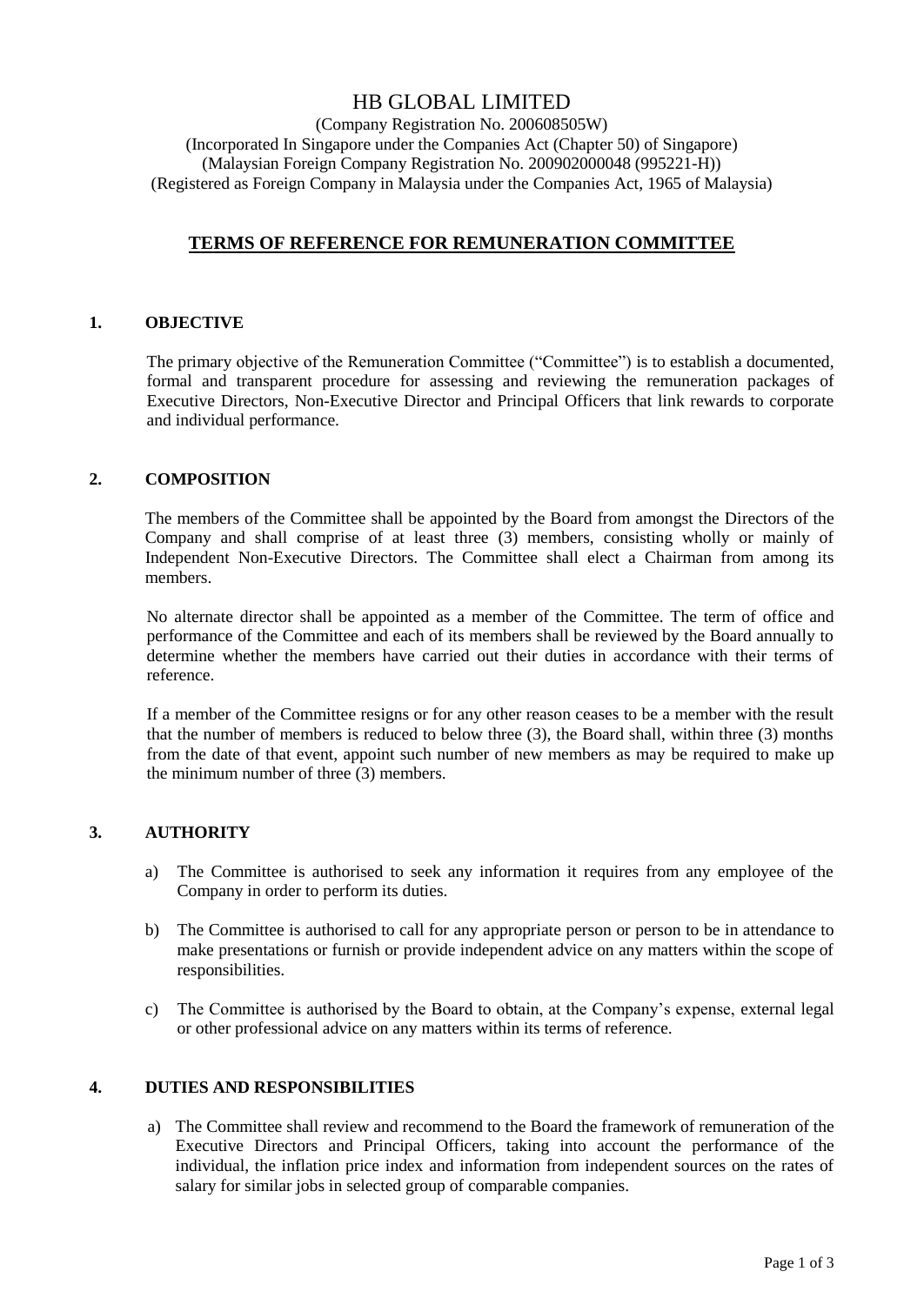# HB GLOBAL LIMITED

(Company Registration No. 200608505W)
(Incorporated In Singapore under the Companies Act (Chapter 50) of Singapore)
(Malaysian Foreign Company Registration No. 200902000048 (995221-H))
(Registered as Foreign Company in Malaysia under the Companies Act, 1965 of Malaysia)

## TERMS OF REFERENCE FOR REMUNERATION COMMITTEE

### 1. OBJECTIVE

The primary objective of the Remuneration Committee ("Committee") is to establish a documented, formal and transparent procedure for assessing and reviewing the remuneration packages of Executive Directors, Non-Executive Director and Principal Officers that link rewards to corporate and individual performance.

### 2. COMPOSITION

The members of the Committee shall be appointed by the Board from amongst the Directors of the Company and shall comprise of at least three (3) members, consisting wholly or mainly of Independent Non-Executive Directors. The Committee shall elect a Chairman from among its members.

No alternate director shall be appointed as a member of the Committee. The term of office and performance of the Committee and each of its members shall be reviewed by the Board annually to determine whether the members have carried out their duties in accordance with their terms of reference.

If a member of the Committee resigns or for any other reason ceases to be a member with the result that the number of members is reduced to below three (3), the Board shall, within three (3) months from the date of that event, appoint such number of new members as may be required to make up the minimum number of three (3) members.

### 3. AUTHORITY

a) The Committee is authorised to seek any information it requires from any employee of the Company in order to perform its duties.

b) The Committee is authorised to call for any appropriate person or person to be in attendance to make presentations or furnish or provide independent advice on any matters within the scope of responsibilities.

c) The Committee is authorised by the Board to obtain, at the Company's expense, external legal or other professional advice on any matters within its terms of reference.

### 4. DUTIES AND RESPONSIBILITIES

a) The Committee shall review and recommend to the Board the framework of remuneration of the Executive Directors and Principal Officers, taking into account the performance of the individual, the inflation price index and information from independent sources on the rates of salary for similar jobs in selected group of comparable companies.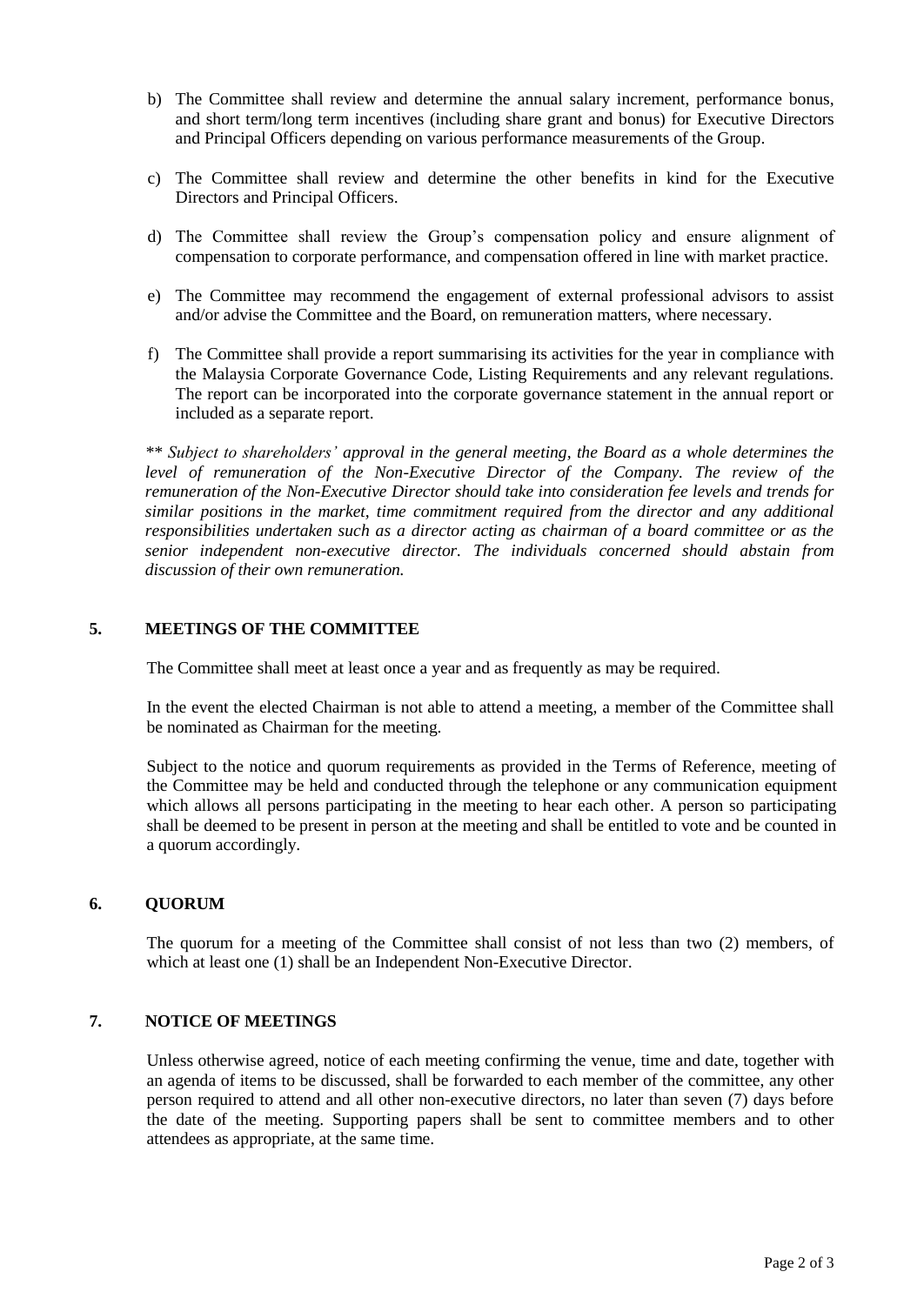b) The Committee shall review and determine the annual salary increment, performance bonus, and short term/long term incentives (including share grant and bonus) for Executive Directors and Principal Officers depending on various performance measurements of the Group.

c) The Committee shall review and determine the other benefits in kind for the Executive Directors and Principal Officers.

d) The Committee shall review the Group's compensation policy and ensure alignment of compensation to corporate performance, and compensation offered in line with market practice.

e) The Committee may recommend the engagement of external professional advisors to assist and/or advise the Committee and the Board, on remuneration matters, where necessary.

f) The Committee shall provide a report summarising its activities for the year in compliance with the Malaysia Corporate Governance Code, Listing Requirements and any relevant regulations. The report can be incorporated into the corporate governance statement in the annual report or included as a separate report.

** *Subject to shareholders' approval in the general meeting, the Board as a whole determines the level of remuneration of the Non-Executive Director of the Company. The review of the remuneration of the Non-Executive Director should take into consideration fee levels and trends for similar positions in the market, time commitment required from the director and any additional responsibilities undertaken such as a director acting as chairman of a board committee or as the senior independent non-executive director. The individuals concerned should abstain from discussion of their own remuneration.*

## 5. MEETINGS OF THE COMMITTEE

The Committee shall meet at least once a year and as frequently as may be required.

In the event the elected Chairman is not able to attend a meeting, a member of the Committee shall be nominated as Chairman for the meeting.

Subject to the notice and quorum requirements as provided in the Terms of Reference, meeting of the Committee may be held and conducted through the telephone or any communication equipment which allows all persons participating in the meeting to hear each other. A person so participating shall be deemed to be present in person at the meeting and shall be entitled to vote and be counted in a quorum accordingly.

## 6. QUORUM

The quorum for a meeting of the Committee shall consist of not less than two (2) members, of which at least one (1) shall be an Independent Non-Executive Director.

## 7. NOTICE OF MEETINGS

Unless otherwise agreed, notice of each meeting confirming the venue, time and date, together with an agenda of items to be discussed, shall be forwarded to each member of the committee, any other person required to attend and all other non-executive directors, no later than seven (7) days before the date of the meeting. Supporting papers shall be sent to committee members and to other attendees as appropriate, at the same time.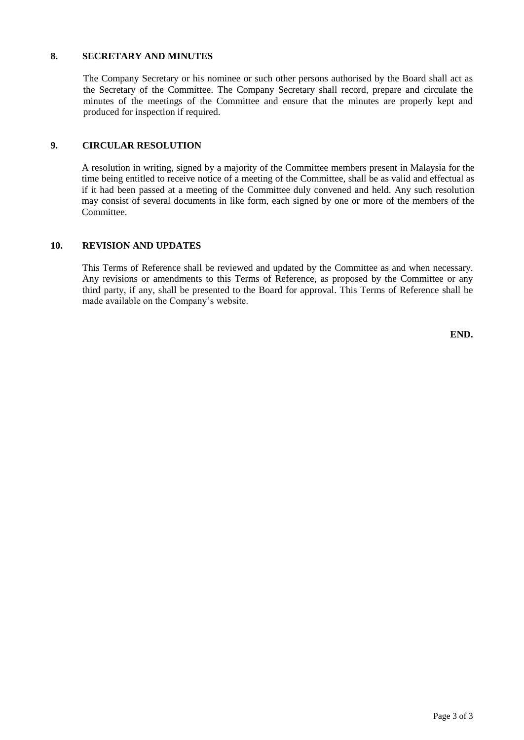## 8. SECRETARY AND MINUTES

The Company Secretary or his nominee or such other persons authorised by the Board shall act as the Secretary of the Committee. The Company Secretary shall record, prepare and circulate the minutes of the meetings of the Committee and ensure that the minutes are properly kept and produced for inspection if required.

## 9. CIRCULAR RESOLUTION

A resolution in writing, signed by a majority of the Committee members present in Malaysia for the time being entitled to receive notice of a meeting of the Committee, shall be as valid and effectual as if it had been passed at a meeting of the Committee duly convened and held. Any such resolution may consist of several documents in like form, each signed by one or more of the members of the Committee.

## 10. REVISION AND UPDATES

This Terms of Reference shall be reviewed and updated by the Committee as and when necessary. Any revisions or amendments to this Terms of Reference, as proposed by the Committee or any third party, if any, shall be presented to the Board for approval. This Terms of Reference shall be made available on the Company's website.

**END.**